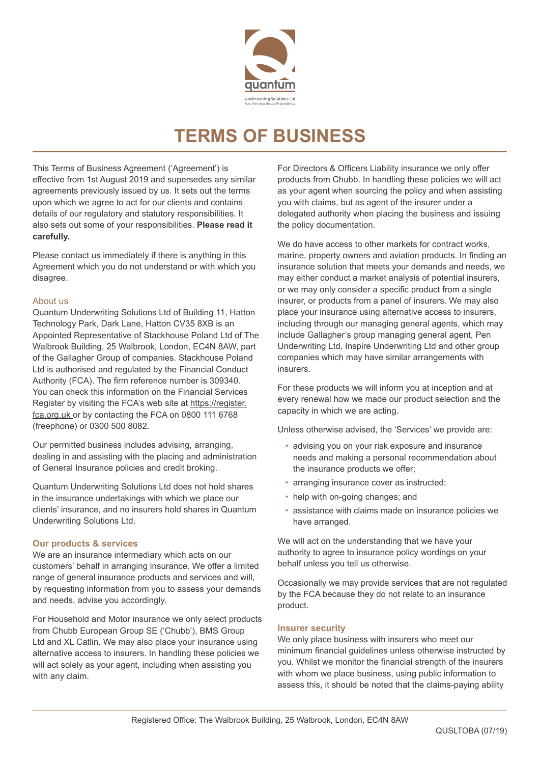# TERMS OF BUSINESS

This Terms of Business Agreement ('Agreement') is effective from 1st August 2019 and supersedes any similar agreements previously issued by us. It sets out the terms upon which we agree to act for our clients and contains details of our regulatory and statutory responsibilities. It also sets out some of your responsibilities. **Please read it carefully.**

Please contact us immediately if there is anything in this Agreement which you do not understand or with which you disagree.

## About us

Quantum Underwriting Solutions Ltd of Building 11, Hatton Technology Park, Dark Lane, Hatton CV35 8XB is an Appointed Representative of Stackhouse Poland Ltd of The Walbrook Building, 25 Walbrook, London, EC4N 8AW, part of the Gallagher Group of companies. Stackhouse Poland Ltd is authorised and regulated by the Financial Conduct Authority (FCA). The firm reference number is 309340. You can check this information on the Financial Services Register by visiting the FCA's web site at https://register.fca.org.uk or by contacting the FCA on 0800 111 6768 (freephone) or 0300 500 8082.

Our permitted business includes advising, arranging, dealing in and assisting with the placing and administration of General Insurance policies and credit broking.

Quantum Underwriting Solutions Ltd does not hold shares in the insurance undertakings with which we place our clients' insurance, and no insurers hold shares in Quantum Underwriting Solutions Ltd.

## Our products & services

We are an insurance intermediary which acts on our customers' behalf in arranging insurance. We offer a limited range of general insurance products and services and will, by requesting information from you to assess your demands and needs, advise you accordingly.

For Household and Motor insurance we only select products from Chubb European Group SE ('Chubb'), BMS Group Ltd and XL Catlin. We may also place your insurance using alternative access to insurers. In handling these policies we will act solely as your agent, including when assisting you with any claim.

For Directors & Officers Liability insurance we only offer products from Chubb. In handling these policies we will act as your agent when sourcing the policy and when assisting you with claims, but as agent of the insurer under a delegated authority when placing the business and issuing the policy documentation.

We do have access to other markets for contract works, marine, property owners and aviation products. In finding an insurance solution that meets your demands and needs, we may either conduct a market analysis of potential insurers, or we may only consider a specific product from a single insurer, or products from a panel of insurers. We may also place your insurance using alternative access to insurers, including through our managing general agents, which may include Gallagher's group managing general agent, Pen Underwriting Ltd, Inspire Underwriting Ltd and other group companies which may have similar arrangements with insurers.

For these products we will inform you at inception and at every renewal how we made our product selection and the capacity in which we are acting.

Unless otherwise advised, the 'Services' we provide are:

- advising you on your risk exposure and insurance needs and making a personal recommendation about the insurance products we offer;
- arranging insurance cover as instructed;
- help with on-going changes; and
- assistance with claims made on insurance policies we have arranged.

We will act on the understanding that we have your authority to agree to insurance policy wordings on your behalf unless you tell us otherwise.

Occasionally we may provide services that are not regulated by the FCA because they do not relate to an insurance product.

## Insurer security

We only place business with insurers who meet our minimum financial guidelines unless otherwise instructed by you. Whilst we monitor the financial strength of the insurers with whom we place business, using public information to assess this, it should be noted that the claims-paying ability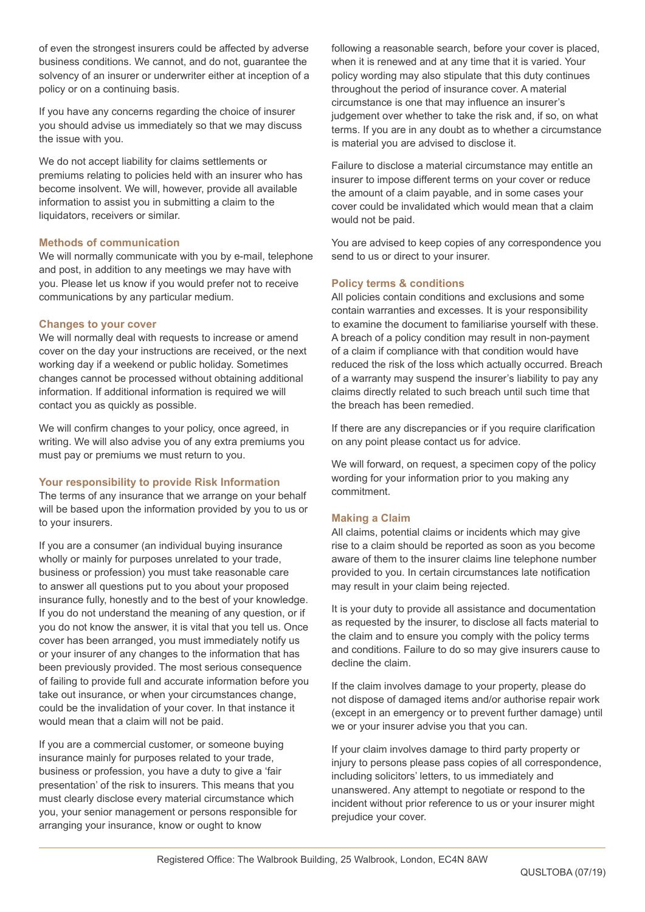of even the strongest insurers could be affected by adverse business conditions. We cannot, and do not, guarantee the solvency of an insurer or underwriter either at inception of a policy or on a continuing basis.

If you have any concerns regarding the choice of insurer you should advise us immediately so that we may discuss the issue with you.

We do not accept liability for claims settlements or premiums relating to policies held with an insurer who has become insolvent. We will, however, provide all available information to assist you in submitting a claim to the liquidators, receivers or similar.

### Methods of communication

We will normally communicate with you by e-mail, telephone and post, in addition to any meetings we may have with you. Please let us know if you would prefer not to receive communications by any particular medium.

### Changes to your cover

We will normally deal with requests to increase or amend cover on the day your instructions are received, or the next working day if a weekend or public holiday. Sometimes changes cannot be processed without obtaining additional information. If additional information is required we will contact you as quickly as possible.

We will confirm changes to your policy, once agreed, in writing. We will also advise you of any extra premiums you must pay or premiums we must return to you.

### Your responsibility to provide Risk Information

The terms of any insurance that we arrange on your behalf will be based upon the information provided by you to us or to your insurers.

If you are a consumer (an individual buying insurance wholly or mainly for purposes unrelated to your trade, business or profession) you must take reasonable care to answer all questions put to you about your proposed insurance fully, honestly and to the best of your knowledge. If you do not understand the meaning of any question, or if you do not know the answer, it is vital that you tell us. Once cover has been arranged, you must immediately notify us or your insurer of any changes to the information that has been previously provided. The most serious consequence of failing to provide full and accurate information before you take out insurance, or when your circumstances change, could be the invalidation of your cover. In that instance it would mean that a claim will not be paid.

If you are a commercial customer, or someone buying insurance mainly for purposes related to your trade, business or profession, you have a duty to give a 'fair presentation' of the risk to insurers. This means that you must clearly disclose every material circumstance which you, your senior management or persons responsible for arranging your insurance, know or ought to know following a reasonable search, before your cover is placed, when it is renewed and at any time that it is varied. Your policy wording may also stipulate that this duty continues throughout the period of insurance cover. A material circumstance is one that may influence an insurer's judgement over whether to take the risk and, if so, on what terms. If you are in any doubt as to whether a circumstance is material you are advised to disclose it.

Failure to disclose a material circumstance may entitle an insurer to impose different terms on your cover or reduce the amount of a claim payable, and in some cases your cover could be invalidated which would mean that a claim would not be paid.

You are advised to keep copies of any correspondence you send to us or direct to your insurer.

### Policy terms & conditions

All policies contain conditions and exclusions and some contain warranties and excesses. It is your responsibility to examine the document to familiarise yourself with these. A breach of a policy condition may result in non-payment of a claim if compliance with that condition would have reduced the risk of the loss which actually occurred. Breach of a warranty may suspend the insurer's liability to pay any claims directly related to such breach until such time that the breach has been remedied.

If there are any discrepancies or if you require clarification on any point please contact us for advice.

We will forward, on request, a specimen copy of the policy wording for your information prior to you making any commitment.

### Making a Claim

All claims, potential claims or incidents which may give rise to a claim should be reported as soon as you become aware of them to the insurer claims line telephone number provided to you. In certain circumstances late notification may result in your claim being rejected.

It is your duty to provide all assistance and documentation as requested by the insurer, to disclose all facts material to the claim and to ensure you comply with the policy terms and conditions. Failure to do so may give insurers cause to decline the claim.

If the claim involves damage to your property, please do not dispose of damaged items and/or authorise repair work (except in an emergency or to prevent further damage) until we or your insurer advise you that you can.

If your claim involves damage to third party property or injury to persons please pass copies of all correspondence, including solicitors' letters, to us immediately and unanswered. Any attempt to negotiate or respond to the incident without prior reference to us or your insurer might prejudice your cover.

Registered Office: The Walbrook Building, 25 Walbrook, London, EC4N 8AW

QUSLTOBA (07/19)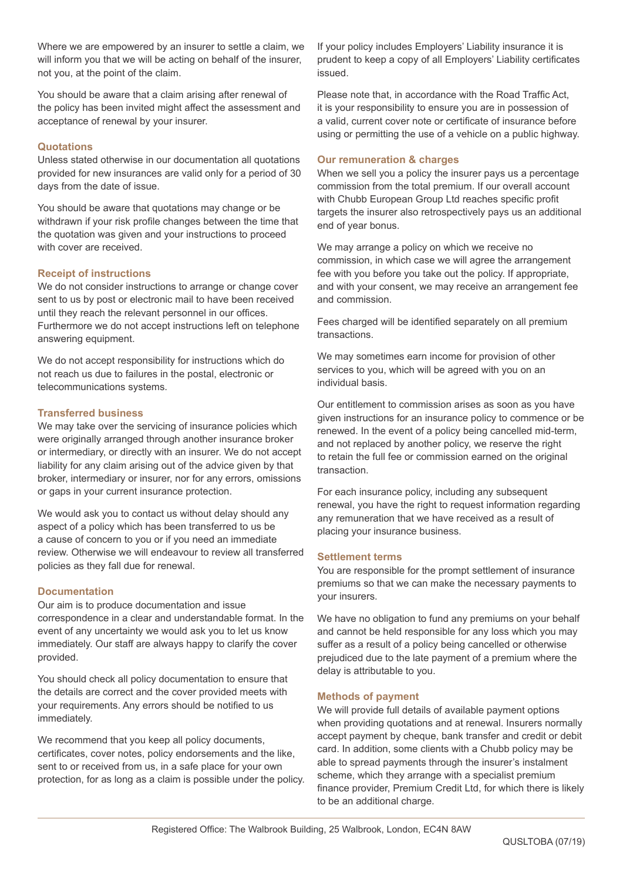Where we are empowered by an insurer to settle a claim, we will inform you that we will be acting on behalf of the insurer, not you, at the point of the claim.

You should be aware that a claim arising after renewal of the policy has been invited might affect the assessment and acceptance of renewal by your insurer.

### Quotations

Unless stated otherwise in our documentation all quotations provided for new insurances are valid only for a period of 30 days from the date of issue.

You should be aware that quotations may change or be withdrawn if your risk profile changes between the time that the quotation was given and your instructions to proceed with cover are received.

### Receipt of instructions

We do not consider instructions to arrange or change cover sent to us by post or electronic mail to have been received until they reach the relevant personnel in our offices. Furthermore we do not accept instructions left on telephone answering equipment.

We do not accept responsibility for instructions which do not reach us due to failures in the postal, electronic or telecommunications systems.

### Transferred business

We may take over the servicing of insurance policies which were originally arranged through another insurance broker or intermediary, or directly with an insurer. We do not accept liability for any claim arising out of the advice given by that broker, intermediary or insurer, nor for any errors, omissions or gaps in your current insurance protection.

We would ask you to contact us without delay should any aspect of a policy which has been transferred to us be a cause of concern to you or if you need an immediate review. Otherwise we will endeavour to review all transferred policies as they fall due for renewal.

### Documentation

Our aim is to produce documentation and issue correspondence in a clear and understandable format. In the event of any uncertainty we would ask you to let us know immediately. Our staff are always happy to clarify the cover provided.

You should check all policy documentation to ensure that the details are correct and the cover provided meets with your requirements. Any errors should be notified to us immediately.

We recommend that you keep all policy documents, certificates, cover notes, policy endorsements and the like, sent to or received from us, in a safe place for your own protection, for as long as a claim is possible under the policy.

If your policy includes Employers' Liability insurance it is prudent to keep a copy of all Employers' Liability certificates issued.

Please note that, in accordance with the Road Traffic Act, it is your responsibility to ensure you are in possession of a valid, current cover note or certificate of insurance before using or permitting the use of a vehicle on a public highway.

### Our remuneration & charges

When we sell you a policy the insurer pays us a percentage commission from the total premium. If our overall account with Chubb European Group Ltd reaches specific profit targets the insurer also retrospectively pays us an additional end of year bonus.

We may arrange a policy on which we receive no commission, in which case we will agree the arrangement fee with you before you take out the policy. If appropriate, and with your consent, we may receive an arrangement fee and commission.

Fees charged will be identified separately on all premium transactions.

We may sometimes earn income for provision of other services to you, which will be agreed with you on an individual basis.

Our entitlement to commission arises as soon as you have given instructions for an insurance policy to commence or be renewed. In the event of a policy being cancelled mid-term, and not replaced by another policy, we reserve the right to retain the full fee or commission earned on the original transaction.

For each insurance policy, including any subsequent renewal, you have the right to request information regarding any remuneration that we have received as a result of placing your insurance business.

### Settlement terms

You are responsible for the prompt settlement of insurance premiums so that we can make the necessary payments to your insurers.

We have no obligation to fund any premiums on your behalf and cannot be held responsible for any loss which you may suffer as a result of a policy being cancelled or otherwise prejudiced due to the late payment of a premium where the delay is attributable to you.

### Methods of payment

We will provide full details of available payment options when providing quotations and at renewal. Insurers normally accept payment by cheque, bank transfer and credit or debit card. In addition, some clients with a Chubb policy may be able to spread payments through the insurer's instalment scheme, which they arrange with a specialist premium finance provider, Premium Credit Ltd, for which there is likely to be an additional charge.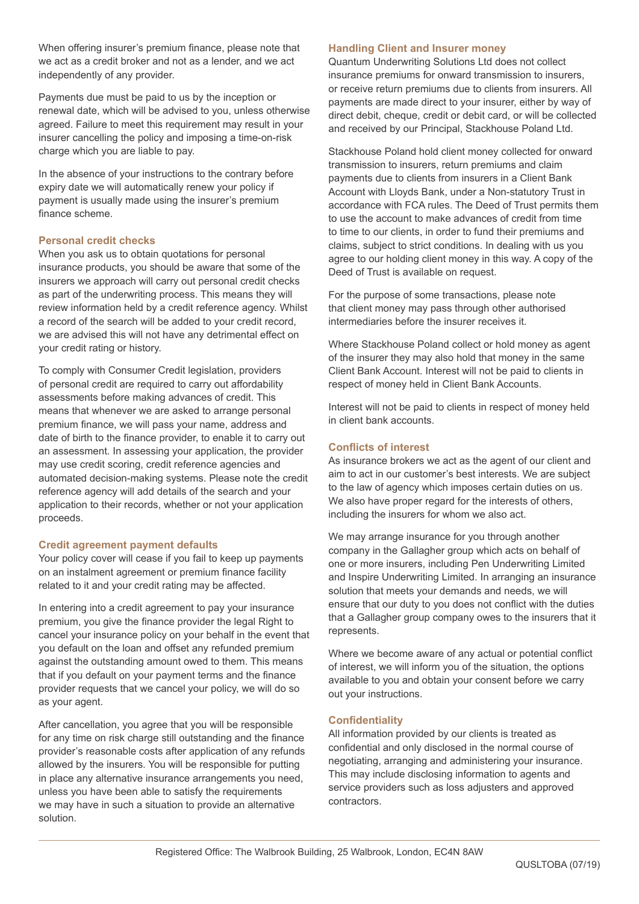When offering insurer's premium finance, please note that we act as a credit broker and not as a lender, and we act independently of any provider.

Payments due must be paid to us by the inception or renewal date, which will be advised to you, unless otherwise agreed. Failure to meet this requirement may result in your insurer cancelling the policy and imposing a time-on-risk charge which you are liable to pay.

In the absence of your instructions to the contrary before expiry date we will automatically renew your policy if payment is usually made using the insurer's premium finance scheme.

### Personal credit checks

When you ask us to obtain quotations for personal insurance products, you should be aware that some of the insurers we approach will carry out personal credit checks as part of the underwriting process. This means they will review information held by a credit reference agency. Whilst a record of the search will be added to your credit record, we are advised this will not have any detrimental effect on your credit rating or history.

To comply with Consumer Credit legislation, providers of personal credit are required to carry out affordability assessments before making advances of credit. This means that whenever we are asked to arrange personal premium finance, we will pass your name, address and date of birth to the finance provider, to enable it to carry out an assessment. In assessing your application, the provider may use credit scoring, credit reference agencies and automated decision-making systems. Please note the credit reference agency will add details of the search and your application to their records, whether or not your application proceeds.

### Credit agreement payment defaults

Your policy cover will cease if you fail to keep up payments on an instalment agreement or premium finance facility related to it and your credit rating may be affected.

In entering into a credit agreement to pay your insurance premium, you give the finance provider the legal Right to cancel your insurance policy on your behalf in the event that you default on the loan and offset any refunded premium against the outstanding amount owed to them. This means that if you default on your payment terms and the finance provider requests that we cancel your policy, we will do so as your agent.

After cancellation, you agree that you will be responsible for any time on risk charge still outstanding and the finance provider's reasonable costs after application of any refunds allowed by the insurers. You will be responsible for putting in place any alternative insurance arrangements you need, unless you have been able to satisfy the requirements we may have in such a situation to provide an alternative solution.

### Handling Client and Insurer money

Quantum Underwriting Solutions Ltd does not collect insurance premiums for onward transmission to insurers, or receive return premiums due to clients from insurers. All payments are made direct to your insurer, either by way of direct debit, cheque, credit or debit card, or will be collected and received by our Principal, Stackhouse Poland Ltd.

Stackhouse Poland hold client money collected for onward transmission to insurers, return premiums and claim payments due to clients from insurers in a Client Bank Account with Lloyds Bank, under a Non-statutory Trust in accordance with FCA rules. The Deed of Trust permits them to use the account to make advances of credit from time to time to our clients, in order to fund their premiums and claims, subject to strict conditions. In dealing with us you agree to our holding client money in this way. A copy of the Deed of Trust is available on request.

For the purpose of some transactions, please note that client money may pass through other authorised intermediaries before the insurer receives it.

Where Stackhouse Poland collect or hold money as agent of the insurer they may also hold that money in the same Client Bank Account. Interest will not be paid to clients in respect of money held in Client Bank Accounts.

Interest will not be paid to clients in respect of money held in client bank accounts.

### Conflicts of interest

As insurance brokers we act as the agent of our client and aim to act in our customer's best interests. We are subject to the law of agency which imposes certain duties on us. We also have proper regard for the interests of others, including the insurers for whom we also act.

We may arrange insurance for you through another company in the Gallagher group which acts on behalf of one or more insurers, including Pen Underwriting Limited and Inspire Underwriting Limited. In arranging an insurance solution that meets your demands and needs, we will ensure that our duty to you does not conflict with the duties that a Gallagher group company owes to the insurers that it represents.

Where we become aware of any actual or potential conflict of interest, we will inform you of the situation, the options available to you and obtain your consent before we carry out your instructions.

### Confidentiality

All information provided by our clients is treated as confidential and only disclosed in the normal course of negotiating, arranging and administering your insurance. This may include disclosing information to agents and service providers such as loss adjusters and approved contractors.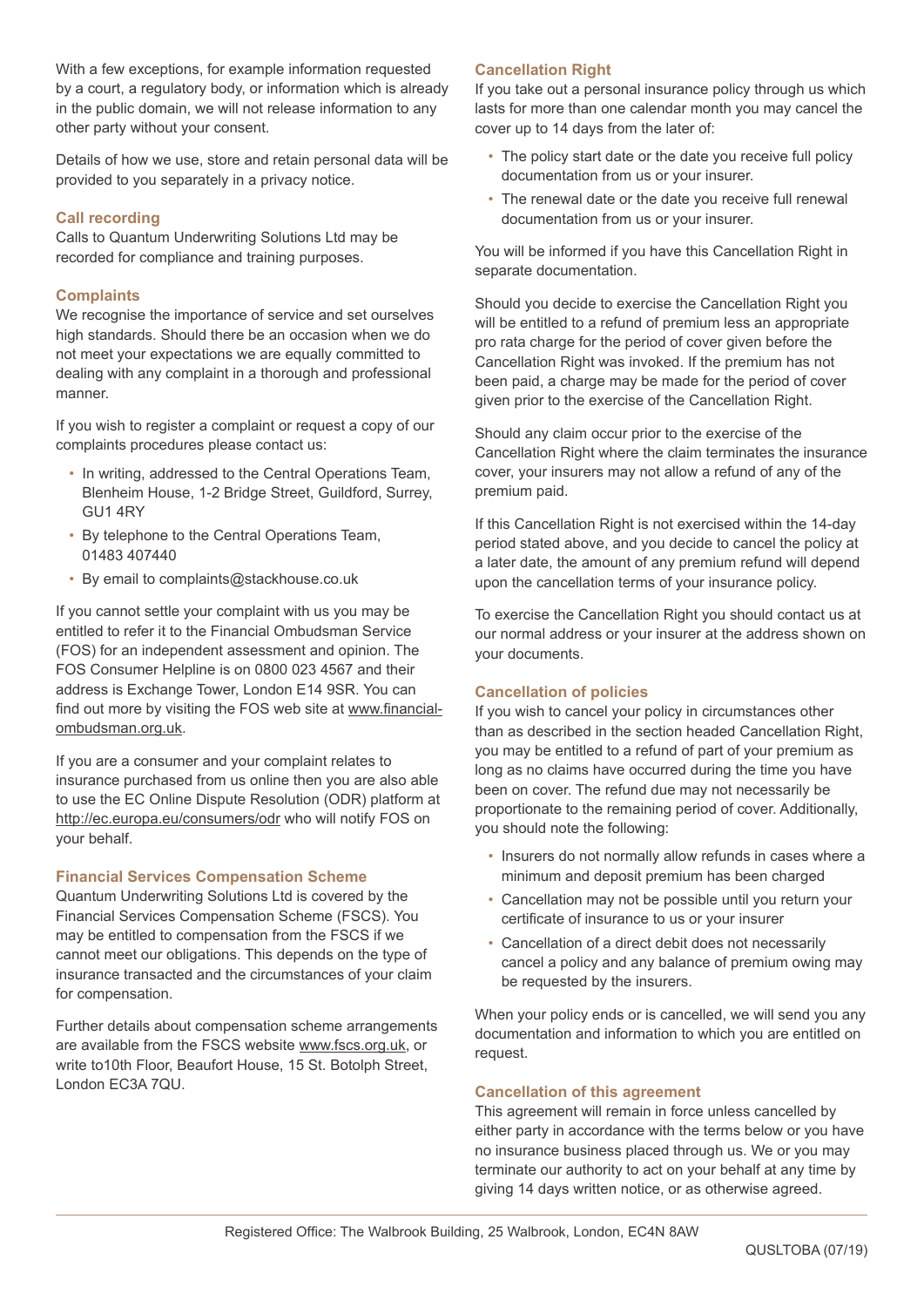With a few exceptions, for example information requested by a court, a regulatory body, or information which is already in the public domain, we will not release information to any other party without your consent.

Details of how we use, store and retain personal data will be provided to you separately in a privacy notice.

### Call recording

Calls to Quantum Underwriting Solutions Ltd may be recorded for compliance and training purposes.

### Complaints

We recognise the importance of service and set ourselves high standards. Should there be an occasion when we do not meet your expectations we are equally committed to dealing with any complaint in a thorough and professional manner.

If you wish to register a complaint or request a copy of our complaints procedures please contact us:

- In writing, addressed to the Central Operations Team, Blenheim House, 1-2 Bridge Street, Guildford, Surrey, GU1 4RY
- By telephone to the Central Operations Team, 01483 407440
- By email to complaints@stackhouse.co.uk

If you cannot settle your complaint with us you may be entitled to refer it to the Financial Ombudsman Service (FOS) for an independent assessment and opinion. The FOS Consumer Helpline is on 0800 023 4567 and their address is Exchange Tower, London E14 9SR. You can find out more by visiting the FOS web site at www.financial-ombudsman.org.uk.

If you are a consumer and your complaint relates to insurance purchased from us online then you are also able to use the EC Online Dispute Resolution (ODR) platform at http://ec.europa.eu/consumers/odr who will notify FOS on your behalf.

### Financial Services Compensation Scheme

Quantum Underwriting Solutions Ltd is covered by the Financial Services Compensation Scheme (FSCS). You may be entitled to compensation from the FSCS if we cannot meet our obligations. This depends on the type of insurance transacted and the circumstances of your claim for compensation.

Further details about compensation scheme arrangements are available from the FSCS website www.fscs.org.uk, or write to10th Floor, Beaufort House, 15 St. Botolph Street, London EC3A 7QU.

### Cancellation Right

If you take out a personal insurance policy through us which lasts for more than one calendar month you may cancel the cover up to 14 days from the later of:

- The policy start date or the date you receive full policy documentation from us or your insurer.
- The renewal date or the date you receive full renewal documentation from us or your insurer.

You will be informed if you have this Cancellation Right in separate documentation.

Should you decide to exercise the Cancellation Right you will be entitled to a refund of premium less an appropriate pro rata charge for the period of cover given before the Cancellation Right was invoked. If the premium has not been paid, a charge may be made for the period of cover given prior to the exercise of the Cancellation Right.

Should any claim occur prior to the exercise of the Cancellation Right where the claim terminates the insurance cover, your insurers may not allow a refund of any of the premium paid.

If this Cancellation Right is not exercised within the 14-day period stated above, and you decide to cancel the policy at a later date, the amount of any premium refund will depend upon the cancellation terms of your insurance policy.

To exercise the Cancellation Right you should contact us at our normal address or your insurer at the address shown on your documents.

### Cancellation of policies

If you wish to cancel your policy in circumstances other than as described in the section headed Cancellation Right, you may be entitled to a refund of part of your premium as long as no claims have occurred during the time you have been on cover. The refund due may not necessarily be proportionate to the remaining period of cover. Additionally, you should note the following:

- Insurers do not normally allow refunds in cases where a minimum and deposit premium has been charged
- Cancellation may not be possible until you return your certificate of insurance to us or your insurer
- Cancellation of a direct debit does not necessarily cancel a policy and any balance of premium owing may be requested by the insurers.

When your policy ends or is cancelled, we will send you any documentation and information to which you are entitled on request.

### Cancellation of this agreement

This agreement will remain in force unless cancelled by either party in accordance with the terms below or you have no insurance business placed through us. We or you may terminate our authority to act on your behalf at any time by giving 14 days written notice, or as otherwise agreed.

Registered Office: The Walbrook Building, 25 Walbrook, London, EC4N 8AW

QUSLTOBA (07/19)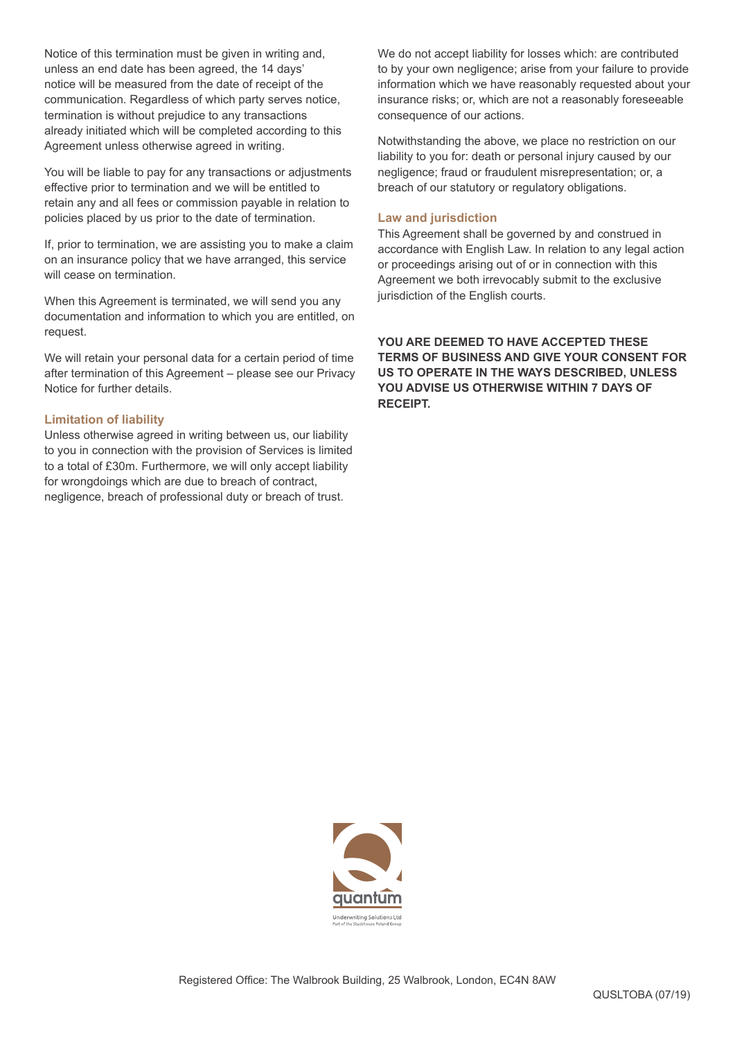Notice of this termination must be given in writing and, unless an end date has been agreed, the 14 days' notice will be measured from the date of receipt of the communication. Regardless of which party serves notice, termination is without prejudice to any transactions already initiated which will be completed according to this Agreement unless otherwise agreed in writing.

You will be liable to pay for any transactions or adjustments effective prior to termination and we will be entitled to retain any and all fees or commission payable in relation to policies placed by us prior to the date of termination.

If, prior to termination, we are assisting you to make a claim on an insurance policy that we have arranged, this service will cease on termination.

When this Agreement is terminated, we will send you any documentation and information to which you are entitled, on request.

We will retain your personal data for a certain period of time after termination of this Agreement – please see our Privacy Notice for further details.

### Limitation of liability

Unless otherwise agreed in writing between us, our liability to you in connection with the provision of Services is limited to a total of £30m. Furthermore, we will only accept liability for wrongdoings which are due to breach of contract, negligence, breach of professional duty or breach of trust.

We do not accept liability for losses which: are contributed to by your own negligence; arise from your failure to provide information which we have reasonably requested about your insurance risks; or, which are not a reasonably foreseeable consequence of our actions.

Notwithstanding the above, we place no restriction on our liability to you for: death or personal injury caused by our negligence; fraud or fraudulent misrepresentation; or, a breach of our statutory or regulatory obligations.

### Law and jurisdiction

This Agreement shall be governed by and construed in accordance with English Law. In relation to any legal action or proceedings arising out of or in connection with this Agreement we both irrevocably submit to the exclusive jurisdiction of the English courts.

**YOU ARE DEEMED TO HAVE ACCEPTED THESE TERMS OF BUSINESS AND GIVE YOUR CONSENT FOR US TO OPERATE IN THE WAYS DESCRIBED, UNLESS YOU ADVISE US OTHERWISE WITHIN 7 DAYS OF RECEIPT.**

quantum

Underwriting Solutions Ltd
Part of the Stackhouse Poland Group

Registered Office: The Walbrook Building, 25 Walbrook, London, EC4N 8AW

QUSLTOBA (07/19)